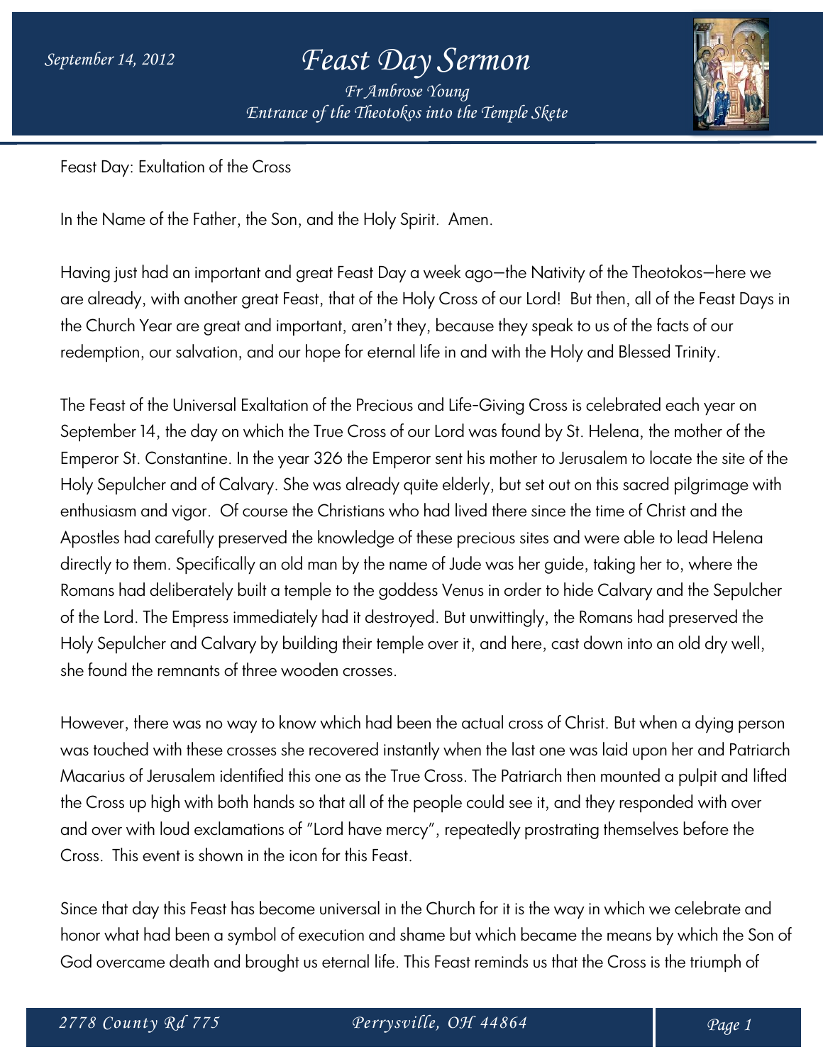September 14, 2012

# Feast Day Sermon

*Fr Ambrose Young*
*Entrance of the Theotokos into the Temple Skete*

Feast Day: Exultation of the Cross

In the Name of the Father, the Son, and the Holy Spirit. Amen.

Having just had an important and great Feast Day a week ago—the Nativity of the Theotokos—here we are already, with another great Feast, that of the Holy Cross of our Lord! But then, all of the Feast Days in the Church Year are great and important, aren't they, because they speak to us of the facts of our redemption, our salvation, and our hope for eternal life in and with the Holy and Blessed Trinity.

The Feast of the Universal Exaltation of the Precious and Life-Giving Cross is celebrated each year on September 14, the day on which the True Cross of our Lord was found by St. Helena, the mother of the Emperor St. Constantine. In the year 326 the Emperor sent his mother to Jerusalem to locate the site of the Holy Sepulcher and of Calvary. She was already quite elderly, but set out on this sacred pilgrimage with enthusiasm and vigor. Of course the Christians who had lived there since the time of Christ and the Apostles had carefully preserved the knowledge of these precious sites and were able to lead Helena directly to them. Specifically an old man by the name of Jude was her guide, taking her to, where the Romans had deliberately built a temple to the goddess Venus in order to hide Calvary and the Sepulcher of the Lord. The Empress immediately had it destroyed. But unwittingly, the Romans had preserved the Holy Sepulcher and Calvary by building their temple over it, and here, cast down into an old dry well, she found the remnants of three wooden crosses.

However, there was no way to know which had been the actual cross of Christ. But when a dying person was touched with these crosses she recovered instantly when the last one was laid upon her and Patriarch Macarius of Jerusalem identified this one as the True Cross. The Patriarch then mounted a pulpit and lifted the Cross up high with both hands so that all of the people could see it, and they responded with over and over with loud exclamations of "Lord have mercy", repeatedly prostrating themselves before the Cross. This event is shown in the icon for this Feast.

Since that day this Feast has become universal in the Church for it is the way in which we celebrate and honor what had been a symbol of execution and shame but which became the means by which the Son of God overcame death and brought us eternal life. This Feast reminds us that the Cross is the triumph of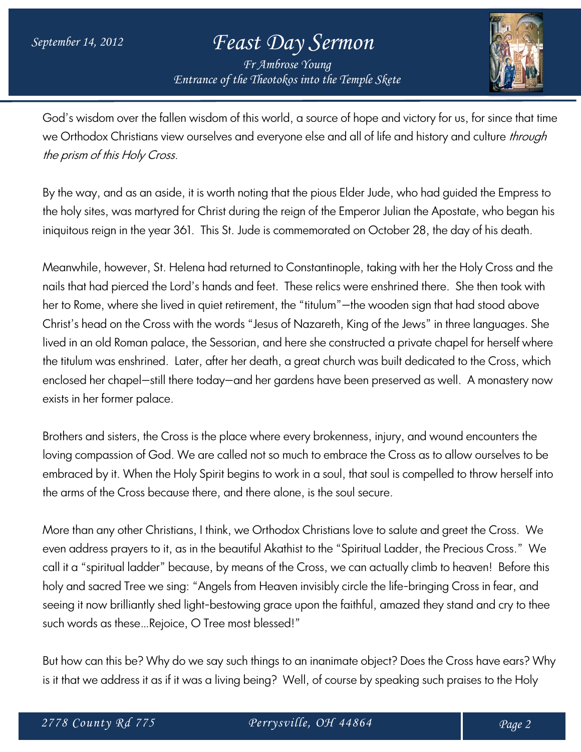God's wisdom over the fallen wisdom of this world, a source of hope and victory for us, for since that time we Orthodox Christians view ourselves and everyone else and all of life and history and culture *through the prism of this Holy Cross.*

By the way, and as an aside, it is worth noting that the pious Elder Jude, who had guided the Empress to the holy sites, was martyred for Christ during the reign of the Emperor Julian the Apostate, who began his iniquitous reign in the year 361. This St. Jude is commemorated on October 28, the day of his death.

Meanwhile, however, St. Helena had returned to Constantinople, taking with her the Holy Cross and the nails that had pierced the Lord's hands and feet. These relics were enshrined there. She then took with her to Rome, where she lived in quiet retirement, the "titulum"—the wooden sign that had stood above Christ's head on the Cross with the words "Jesus of Nazareth, King of the Jews" in three languages. She lived in an old Roman palace, the Sessorian, and here she constructed a private chapel for herself where the titulum was enshrined. Later, after her death, a great church was built dedicated to the Cross, which enclosed her chapel—still there today—and her gardens have been preserved as well. A monastery now exists in her former palace.

Brothers and sisters, the Cross is the place where every brokenness, injury, and wound encounters the loving compassion of God. We are called not so much to embrace the Cross as to allow ourselves to be embraced by it. When the Holy Spirit begins to work in a soul, that soul is compelled to throw herself into the arms of the Cross because there, and there alone, is the soul secure.

More than any other Christians, I think, we Orthodox Christians love to salute and greet the Cross. We even address prayers to it, as in the beautiful Akathist to the "Spiritual Ladder, the Precious Cross." We call it a "spiritual ladder" because, by means of the Cross, we can actually climb to heaven! Before this holy and sacred Tree we sing: "Angels from Heaven invisibly circle the life-bringing Cross in fear, and seeing it now brilliantly shed light-bestowing grace upon the faithful, amazed they stand and cry to thee such words as these…Rejoice, O Tree most blessed!"

But how can this be? Why do we say such things to an inanimate object? Does the Cross have ears? Why is it that we address it as if it was a living being? Well, of course by speaking such praises to the Holy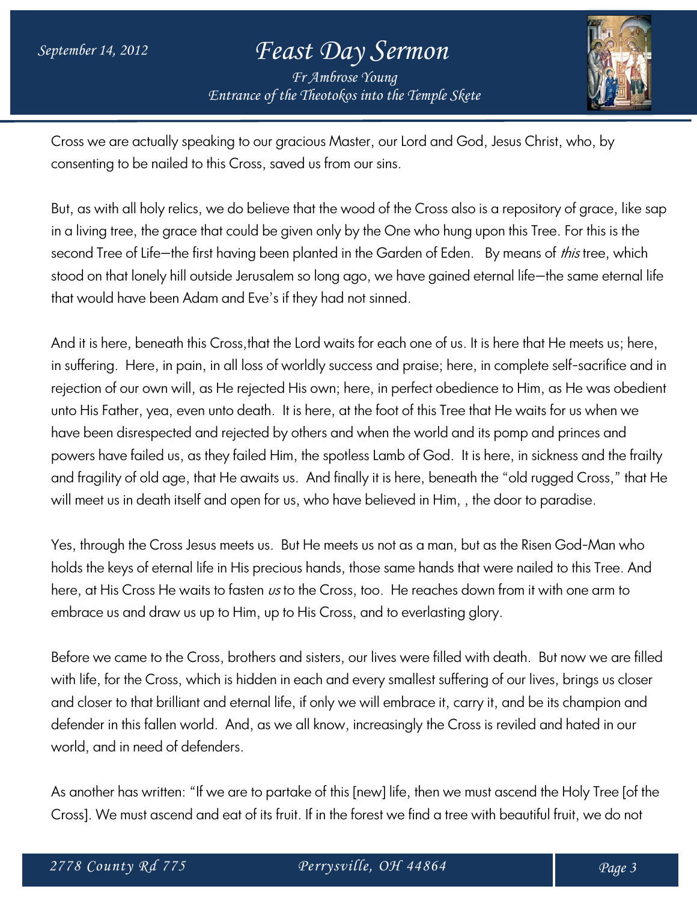Cross we are actually speaking to our gracious Master, our Lord and God, Jesus Christ, who, by consenting to be nailed to this Cross, saved us from our sins.

But, as with all holy relics, we do believe that the wood of the Cross also is a repository of grace, like sap in a living tree, the grace that could be given only by the One who hung upon this Tree. For this is the second Tree of Life—the first having been planted in the Garden of Eden. By means of *this* tree, which stood on that lonely hill outside Jerusalem so long ago, we have gained eternal life—the same eternal life that would have been Adam and Eve's if they had not sinned.

And it is here, beneath this Cross,that the Lord waits for each one of us. It is here that He meets us; here, in suffering. Here, in pain, in all loss of worldly success and praise; here, in complete self-sacrifice and in rejection of our own will, as He rejected His own; here, in perfect obedience to Him, as He was obedient unto His Father, yea, even unto death. It is here, at the foot of this Tree that He waits for us when we have been disrespected and rejected by others and when the world and its pomp and princes and powers have failed us, as they failed Him, the spotless Lamb of God. It is here, in sickness and the frailty and fragility of old age, that He awaits us. And finally it is here, beneath the "old rugged Cross," that He will meet us in death itself and open for us, who have believed in Him, , the door to paradise.

Yes, through the Cross Jesus meets us. But He meets us not as a man, but as the Risen God-Man who holds the keys of eternal life in His precious hands, those same hands that were nailed to this Tree. And here, at His Cross He waits to fasten *us* to the Cross, too. He reaches down from it with one arm to embrace us and draw us up to Him, up to His Cross, and to everlasting glory.

Before we came to the Cross, brothers and sisters, our lives were filled with death. But now we are filled with life, for the Cross, which is hidden in each and every smallest suffering of our lives, brings us closer and closer to that brilliant and eternal life, if only we will embrace it, carry it, and be its champion and defender in this fallen world. And, as we all know, increasingly the Cross is reviled and hated in our world, and in need of defenders.

As another has written: "If we are to partake of this [new] life, then we must ascend the Holy Tree [of the Cross]. We must ascend and eat of its fruit. If in the forest we find a tree with beautiful fruit, we do not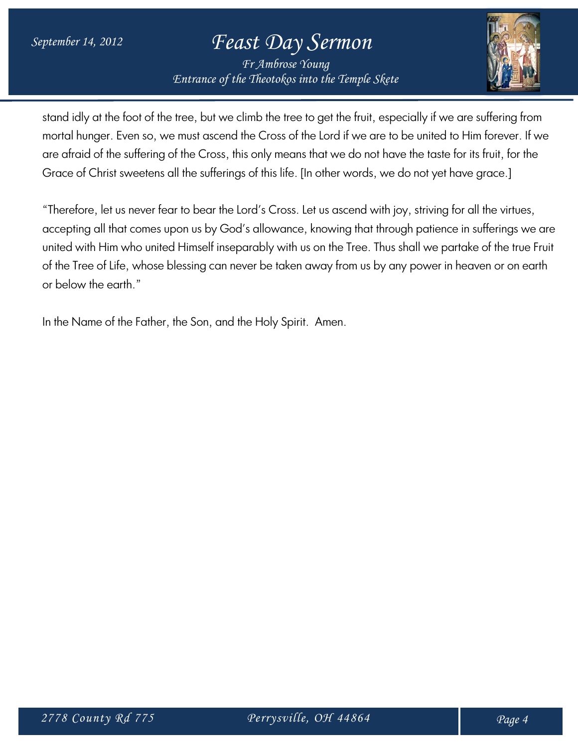stand idly at the foot of the tree, but we climb the tree to get the fruit, especially if we are suffering from mortal hunger. Even so, we must ascend the Cross of the Lord if we are to be united to Him forever. If we are afraid of the suffering of the Cross, this only means that we do not have the taste for its fruit, for the Grace of Christ sweetens all the sufferings of this life. [In other words, we do not yet have grace.]

"Therefore, let us never fear to bear the Lord's Cross. Let us ascend with joy, striving for all the virtues, accepting all that comes upon us by God's allowance, knowing that through patience in sufferings we are united with Him who united Himself inseparably with us on the Tree. Thus shall we partake of the true Fruit of the Tree of Life, whose blessing can never be taken away from us by any power in heaven or on earth or below the earth."

In the Name of the Father, the Son, and the Holy Spirit. Amen.